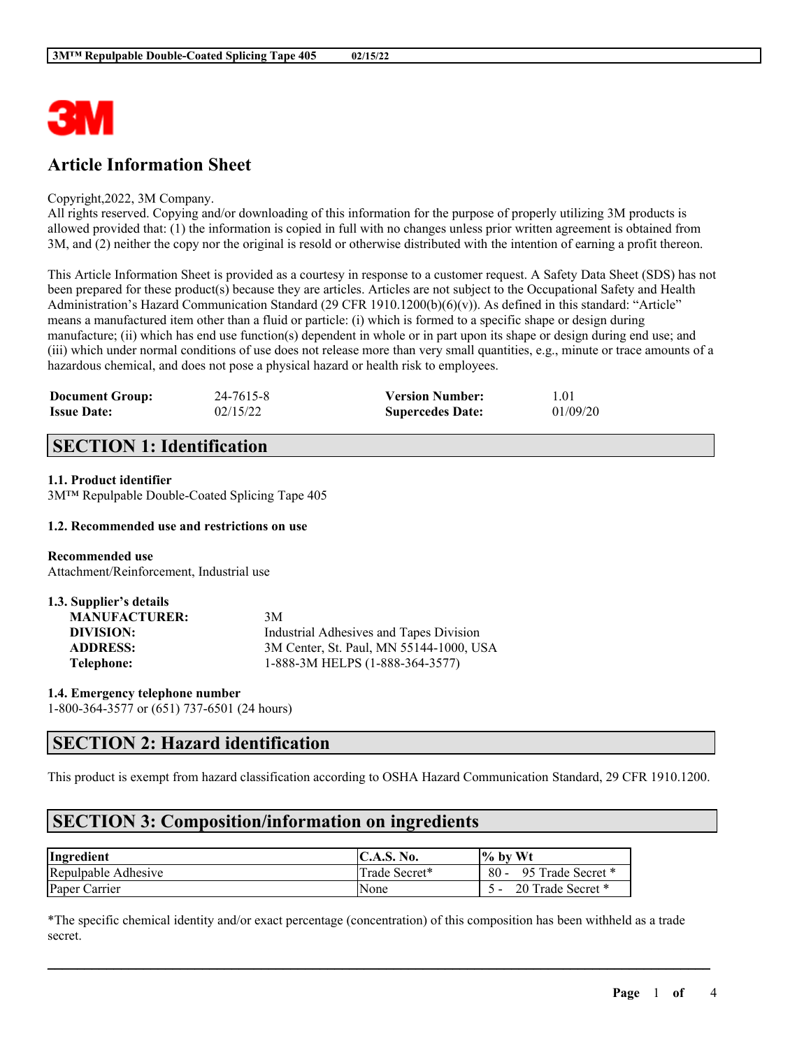# Article Information Sheet

Copyright,2022, 3M Company.
All rights reserved. Copying and/or downloading of this information for the purpose of properly utilizing 3M products is allowed provided that: (1) the information is copied in full with no changes unless prior written agreement is obtained from 3M, and (2) neither the copy nor the original is resold or otherwise distributed with the intention of earning a profit thereon.

This Article Information Sheet is provided as a courtesy in response to a customer request. A Safety Data Sheet (SDS) has not been prepared for these product(s) because they are articles. Articles are not subject to the Occupational Safety and Health Administration's Hazard Communication Standard (29 CFR 1910.1200(b)(6)(v)). As defined in this standard: "Article" means a manufactured item other than a fluid or particle: (i) which is formed to a specific shape or design during manufacture; (ii) which has end use function(s) dependent in whole or in part upon its shape or design during end use; and (iii) which under normal conditions of use does not release more than very small quantities, e.g., minute or trace amounts of a hazardous chemical, and does not pose a physical hazard or health risk to employees.

| **Document Group:** | 24-7615-8 | **Version Number:** | 1.01 |
|---|---|---|---|
| **Issue Date:** | 02/15/22 | **Supercedes Date:** | 01/09/20 |

## SECTION 1: Identification

### 1.1. Product identifier

3M™ Repulpable Double-Coated Splicing Tape 405

### 1.2. Recommended use and restrictions on use

**Recommended use**
Attachment/Reinforcement, Industrial use

### 1.3. Supplier's details

| | |
|---|---|
| **MANUFACTURER:** | 3M |
| **DIVISION:** | Industrial Adhesives and Tapes Division |
| **ADDRESS:** | 3M Center, St. Paul, MN 55144-1000, USA |
| **Telephone:** | 1-888-3M HELPS (1-888-364-3577) |

### 1.4. Emergency telephone number

1-800-364-3577 or (651) 737-6501 (24 hours)

## SECTION 2: Hazard identification

This product is exempt from hazard classification according to OSHA Hazard Communication Standard, 29 CFR 1910.1200.

## SECTION 3: Composition/information on ingredients

| Ingredient | C.A.S. No. | % by Wt |
|---|---|---|
| Repulpable Adhesive | Trade Secret* | 80 - 95 Trade Secret * |
| Paper Carrier | None | 5 - 20 Trade Secret * |

*The specific chemical identity and/or exact percentage (concentration) of this composition has been withheld as a trade secret.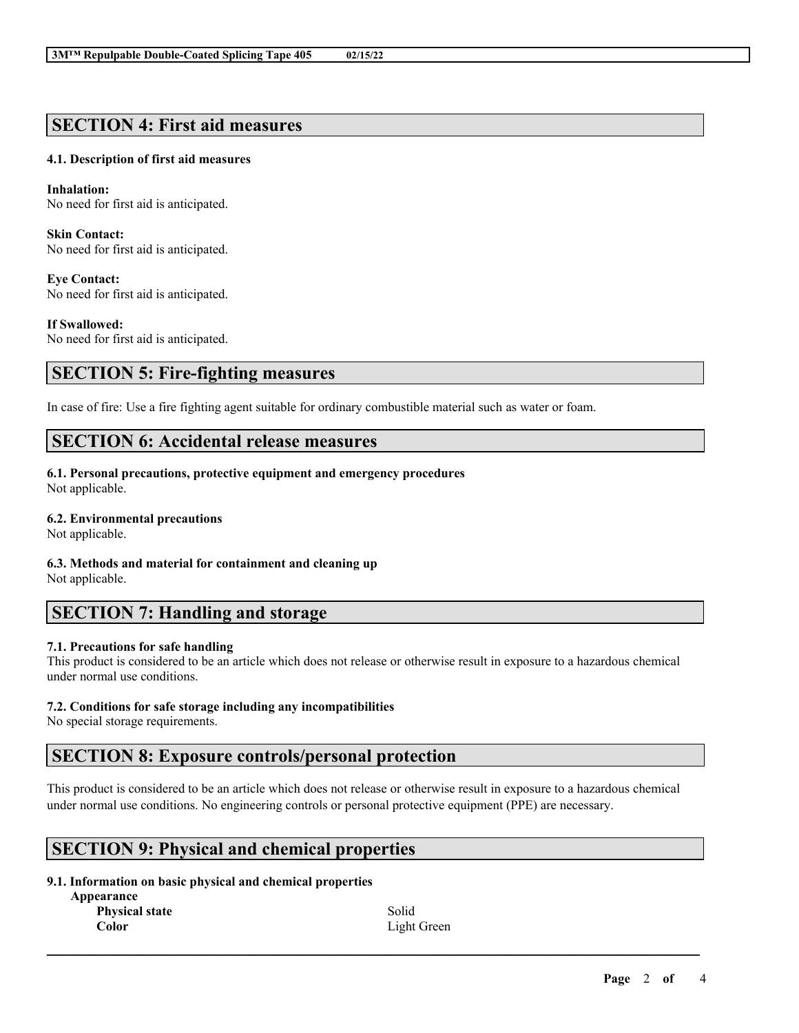## SECTION 4: First aid measures

### 4.1. Description of first aid measures

**Inhalation:**
No need for first aid is anticipated.

**Skin Contact:**
No need for first aid is anticipated.

**Eye Contact:**
No need for first aid is anticipated.

**If Swallowed:**
No need for first aid is anticipated.

## SECTION 5: Fire-fighting measures

In case of fire: Use a fire fighting agent suitable for ordinary combustible material such as water or foam.

## SECTION 6: Accidental release measures

### 6.1. Personal precautions, protective equipment and emergency procedures
Not applicable.

### 6.2. Environmental precautions
Not applicable.

### 6.3. Methods and material for containment and cleaning up
Not applicable.

## SECTION 7: Handling and storage

### 7.1. Precautions for safe handling
This product is considered to be an article which does not release or otherwise result in exposure to a hazardous chemical under normal use conditions.

### 7.2. Conditions for safe storage including any incompatibilities
No special storage requirements.

## SECTION 8: Exposure controls/personal protection

This product is considered to be an article which does not release or otherwise result in exposure to a hazardous chemical under normal use conditions. No engineering controls or personal protective equipment (PPE) are necessary.

## SECTION 9: Physical and chemical properties

### 9.1. Information on basic physical and chemical properties

**Appearance**

| | |
|---|---|
| **Physical state** | Solid |
| **Color** | Light Green |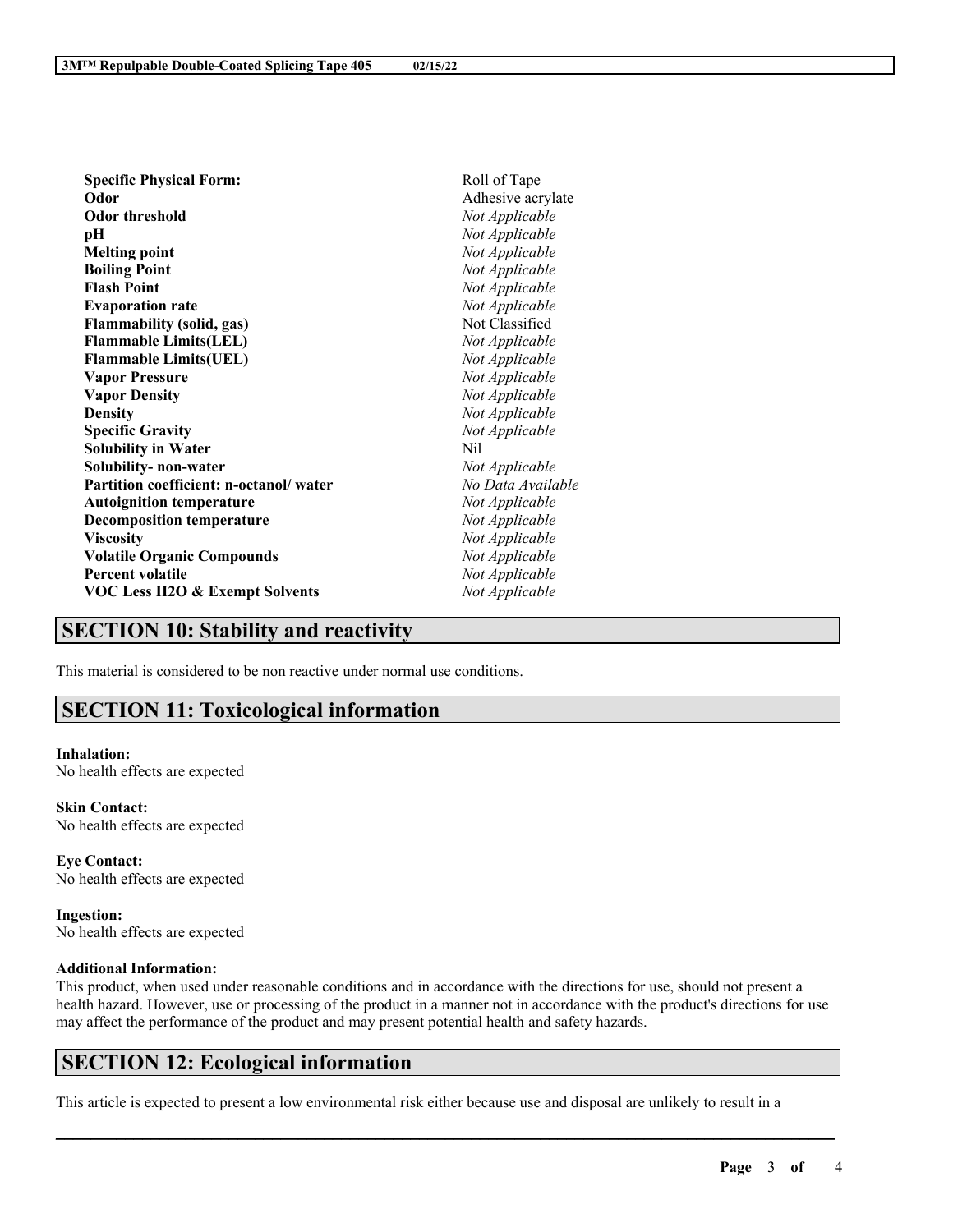| | |
|---|---|
| **Specific Physical Form:** | Roll of Tape |
| **Odor** | Adhesive acrylate |
| **Odor threshold** | *Not Applicable* |
| **pH** | *Not Applicable* |
| **Melting point** | *Not Applicable* |
| **Boiling Point** | *Not Applicable* |
| **Flash Point** | *Not Applicable* |
| **Evaporation rate** | *Not Applicable* |
| **Flammability (solid, gas)** | Not Classified |
| **Flammable Limits(LEL)** | *Not Applicable* |
| **Flammable Limits(UEL)** | *Not Applicable* |
| **Vapor Pressure** | *Not Applicable* |
| **Vapor Density** | *Not Applicable* |
| **Density** | *Not Applicable* |
| **Specific Gravity** | *Not Applicable* |
| **Solubility in Water** | Nil |
| **Solubility- non-water** | *Not Applicable* |
| **Partition coefficient: n-octanol/ water** | *No Data Available* |
| **Autoignition temperature** | *Not Applicable* |
| **Decomposition temperature** | *Not Applicable* |
| **Viscosity** | *Not Applicable* |
| **Volatile Organic Compounds** | *Not Applicable* |
| **Percent volatile** | *Not Applicable* |
| **VOC Less H2O & Exempt Solvents** | *Not Applicable* |

## SECTION 10: Stability and reactivity

This material is considered to be non reactive under normal use conditions.

## SECTION 11: Toxicological information

**Inhalation:**
No health effects are expected

**Skin Contact:**
No health effects are expected

**Eye Contact:**
No health effects are expected

**Ingestion:**
No health effects are expected

**Additional Information:**
This product, when used under reasonable conditions and in accordance with the directions for use, should not present a health hazard. However, use or processing of the product in a manner not in accordance with the product's directions for use may affect the performance of the product and may present potential health and safety hazards.

## SECTION 12: Ecological information

This article is expected to present a low environmental risk either because use and disposal are unlikely to result in a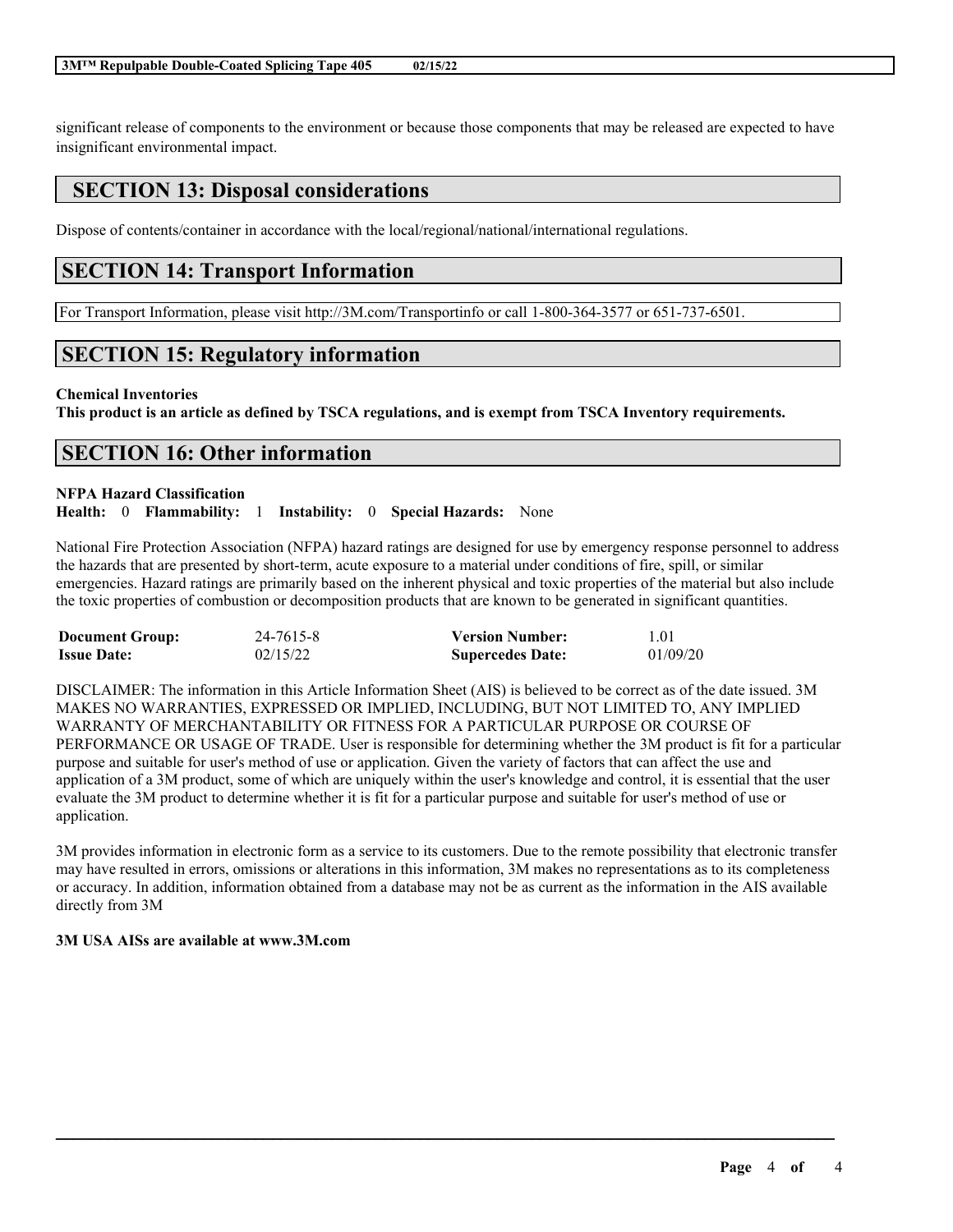significant release of components to the environment or because those components that may be released are expected to have insignificant environmental impact.

## SECTION 13: Disposal considerations

Dispose of contents/container in accordance with the local/regional/national/international regulations.

## SECTION 14: Transport Information

For Transport Information, please visit http://3M.com/Transportinfo or call 1-800-364-3577 or 651-737-6501.

## SECTION 15: Regulatory information

**Chemical Inventories**

**This product is an article as defined by TSCA regulations, and is exempt from TSCA Inventory requirements.**

## SECTION 16: Other information

**NFPA Hazard Classification**

**Health:** 0 **Flammability:** 1 **Instability:** 0 **Special Hazards:** None

National Fire Protection Association (NFPA) hazard ratings are designed for use by emergency response personnel to address the hazards that are presented by short-term, acute exposure to a material under conditions of fire, spill, or similar emergencies. Hazard ratings are primarily based on the inherent physical and toxic properties of the material but also include the toxic properties of combustion or decomposition products that are known to be generated in significant quantities.

| | | | |
|---|---|---|---|
| **Document Group:** | 24-7615-8 | **Version Number:** | 1.01 |
| **Issue Date:** | 02/15/22 | **Supercedes Date:** | 01/09/20 |

DISCLAIMER: The information in this Article Information Sheet (AIS) is believed to be correct as of the date issued. 3M MAKES NO WARRANTIES, EXPRESSED OR IMPLIED, INCLUDING, BUT NOT LIMITED TO, ANY IMPLIED WARRANTY OF MERCHANTABILITY OR FITNESS FOR A PARTICULAR PURPOSE OR COURSE OF PERFORMANCE OR USAGE OF TRADE. User is responsible for determining whether the 3M product is fit for a particular purpose and suitable for user's method of use or application. Given the variety of factors that can affect the use and application of a 3M product, some of which are uniquely within the user's knowledge and control, it is essential that the user evaluate the 3M product to determine whether it is fit for a particular purpose and suitable for user's method of use or application.

3M provides information in electronic form as a service to its customers. Due to the remote possibility that electronic transfer may have resulted in errors, omissions or alterations in this information, 3M makes no representations as to its completeness or accuracy. In addition, information obtained from a database may not be as current as the information in the AIS available directly from 3M

**3M USA AISs are available at www.3M.com**